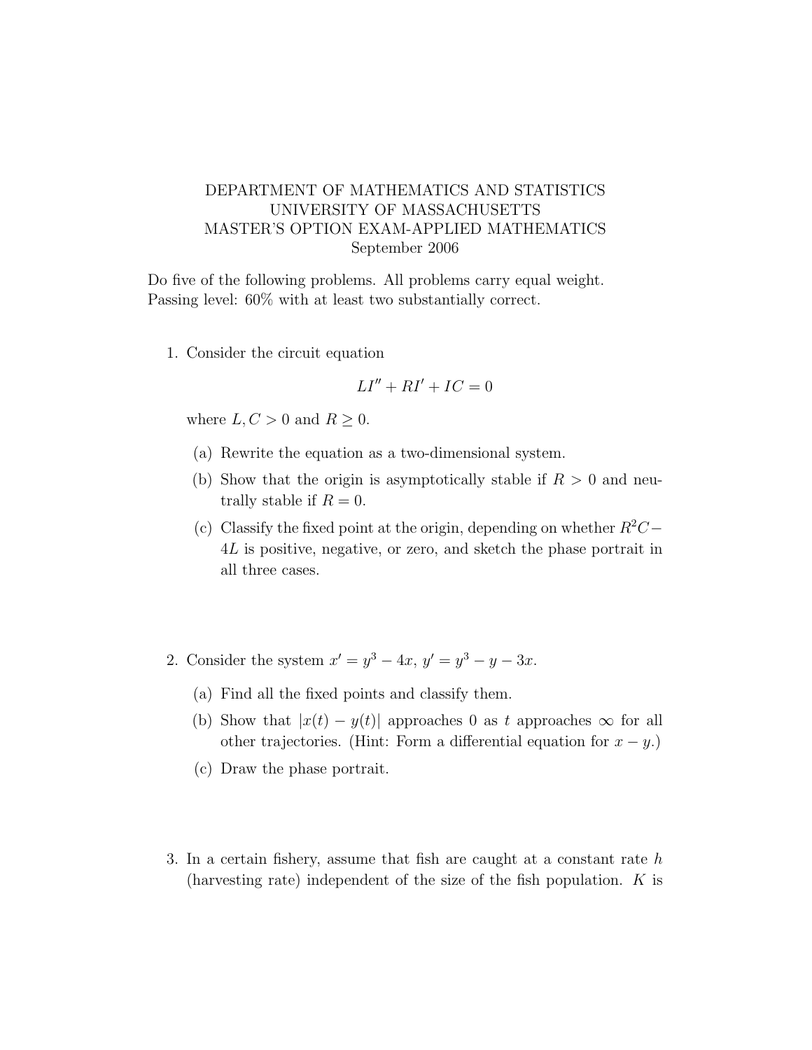DEPARTMENT OF MATHEMATICS AND STATISTICS
UNIVERSITY OF MASSACHUSETTS
MASTER'S OPTION EXAM-APPLIED MATHEMATICS
September 2006

Do five of the following problems. All problems carry equal weight.
Passing level: 60% with at least two substantially correct.

1. Consider the circuit equation

$$LI'' + RI' + IC = 0$$

where $L, C > 0$ and $R \geq 0$.

   (a) Rewrite the equation as a two-dimensional system.

   (b) Show that the origin is asymptotically stable if $R > 0$ and neutrally stable if $R = 0$.

   (c) Classify the fixed point at the origin, depending on whether $R^2C - 4L$ is positive, negative, or zero, and sketch the phase portrait in all three cases.

2. Consider the system $x' = y^3 - 4x$, $y' = y^3 - y - 3x$.

   (a) Find all the fixed points and classify them.

   (b) Show that $|x(t) - y(t)|$ approaches 0 as $t$ approaches $\infty$ for all other trajectories. (Hint: Form a differential equation for $x - y$.)

   (c) Draw the phase portrait.

3. In a certain fishery, assume that fish are caught at a constant rate $h$ (harvesting rate) independent of the size of the fish population. $K$ is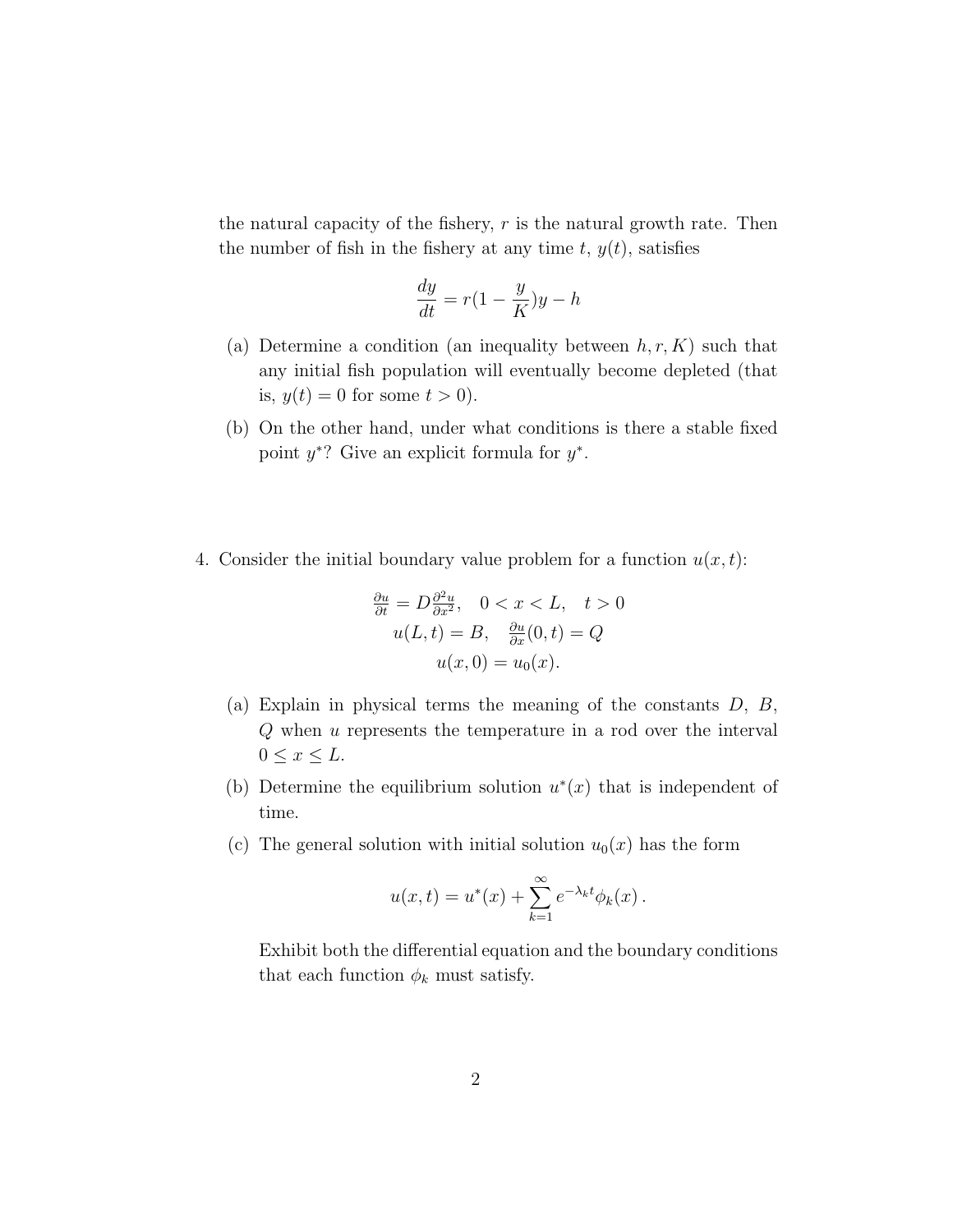the natural capacity of the fishery, $r$ is the natural growth rate. Then the number of fish in the fishery at any time $t$, $y(t)$, satisfies

$$\frac{dy}{dt} = r(1 - \frac{y}{K})y - h$$

(a) Determine a condition (an inequality between $h, r, K$) such that any initial fish population will eventually become depleted (that is, $y(t) = 0$ for some $t > 0$).

(b) On the other hand, under what conditions is there a stable fixed point $y^*$? Give an explicit formula for $y^*$.

4. Consider the initial boundary value problem for a function $u(x, t)$:

$$\begin{gathered} \frac{\partial u}{\partial t} = D\frac{\partial^2 u}{\partial x^2}, \quad 0 < x < L, \quad t > 0 \\ u(L, t) = B, \quad \frac{\partial u}{\partial x}(0, t) = Q \\ u(x, 0) = u_0(x). \end{gathered}$$

(a) Explain in physical terms the meaning of the constants $D$, $B$, $Q$ when $u$ represents the temperature in a rod over the interval $0 \leq x \leq L$.

(b) Determine the equilibrium solution $u^*(x)$ that is independent of time.

(c) The general solution with initial solution $u_0(x)$ has the form

$$u(x, t) = u^*(x) + \sum_{k=1}^{\infty} e^{-\lambda_k t}\phi_k(x)\,.$$

Exhibit both the differential equation and the boundary conditions that each function $\phi_k$ must satisfy.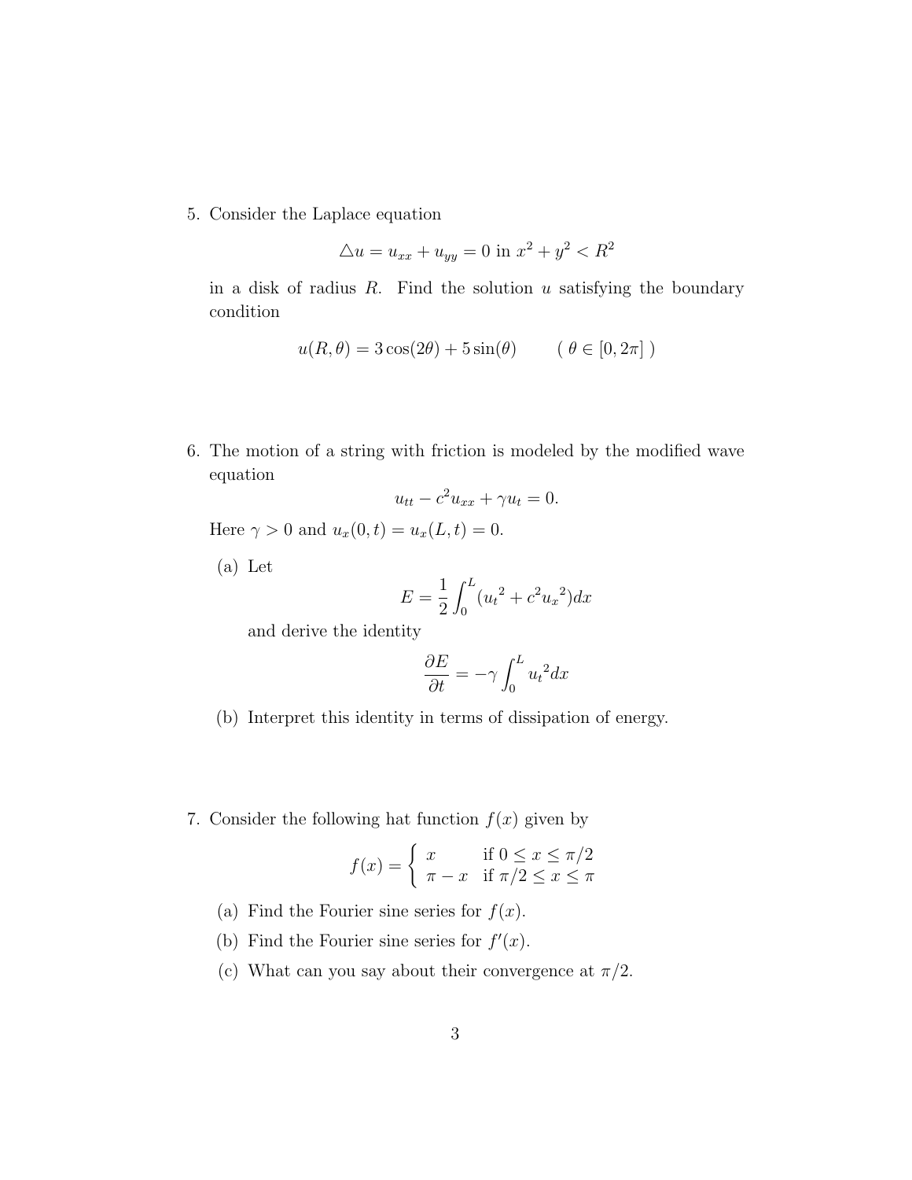5. Consider the Laplace equation

$$\triangle u = u_{xx} + u_{yy} = 0 \text{ in } x^2 + y^2 < R^2$$

in a disk of radius $R$. Find the solution $u$ satisfying the boundary condition

$$u(R, \theta) = 3\cos(2\theta) + 5\sin(\theta) \qquad (\ \theta \in [0, 2\pi]\ )$$

6. The motion of a string with friction is modeled by the modified wave equation

$$u_{tt} - c^2 u_{xx} + \gamma u_t = 0.$$

Here $\gamma > 0$ and $u_x(0, t) = u_x(L, t) = 0$.

(a) Let

$$E = \frac{1}{2}\int_0^L ({u_t}^2 + c^2 {u_x}^2) dx$$

and derive the identity

$$\frac{\partial E}{\partial t} = -\gamma \int_0^L {u_t}^2 dx$$

(b) Interpret this identity in terms of dissipation of energy.

7. Consider the following hat function $f(x)$ given by

$$f(x) = \begin{cases} x & \text{if } 0 \leq x \leq \pi/2 \\ \pi - x & \text{if } \pi/2 \leq x \leq \pi \end{cases}$$

(a) Find the Fourier sine series for $f(x)$.

(b) Find the Fourier sine series for $f'(x)$.

(c) What can you say about their convergence at $\pi/2$.